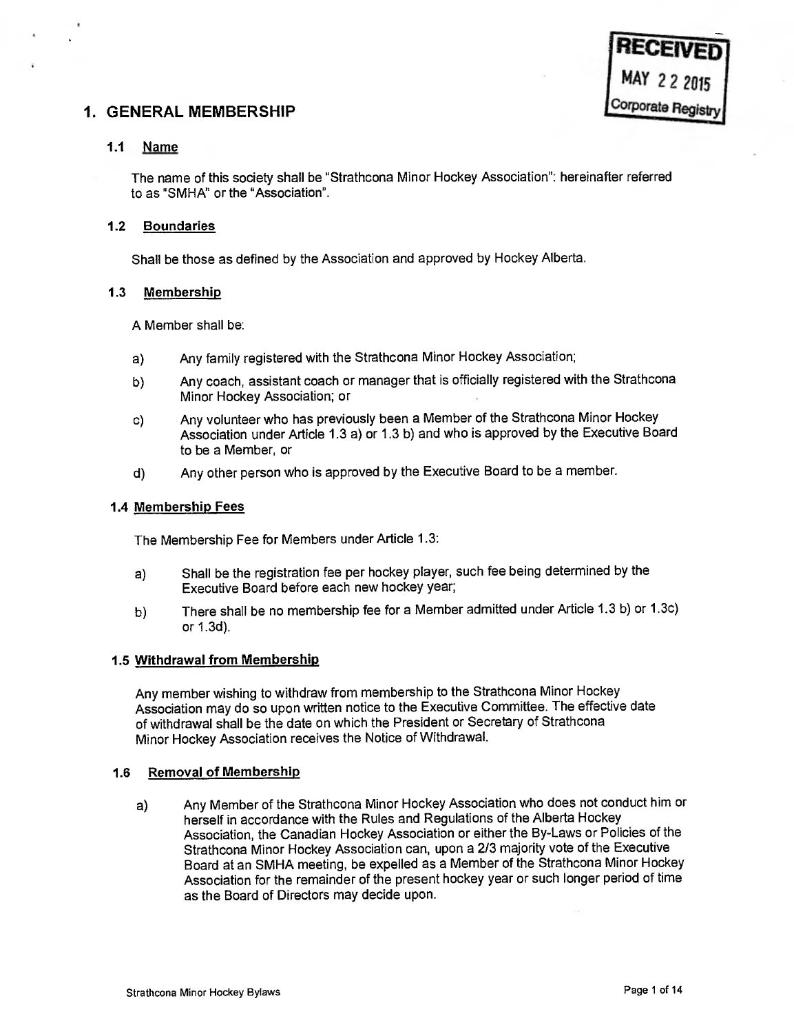RECEIVED
MAY 22 2015
Corporate Registry

# 1. GENERAL MEMBERSHIP

## 1.1 Name

The name of this society shall be "Strathcona Minor Hockey Association": hereinafter referred to as "SMHA" or the "Association".

## 1.2 Boundaries

Shall be those as defined by the Association and approved by Hockey Alberta.

## 1.3 Membership

A Member shall be:

a) Any family registered with the Strathcona Minor Hockey Association;

b) Any coach, assistant coach or manager that is officially registered with the Strathcona Minor Hockey Association; or

c) Any volunteer who has previously been a Member of the Strathcona Minor Hockey Association under Article 1.3 a) or 1.3 b) and who is approved by the Executive Board to be a Member, or

d) Any other person who is approved by the Executive Board to be a member.

## 1.4 Membership Fees

The Membership Fee for Members under Article 1.3:

a) Shall be the registration fee per hockey player, such fee being determined by the Executive Board before each new hockey year;

b) There shall be no membership fee for a Member admitted under Article 1.3 b) or 1.3c) or 1.3d).

## 1.5 Withdrawal from Membership

Any member wishing to withdraw from membership to the Strathcona Minor Hockey Association may do so upon written notice to the Executive Committee. The effective date of withdrawal shall be the date on which the President or Secretary of Strathcona Minor Hockey Association receives the Notice of Withdrawal.

## 1.6 Removal of Membership

a) Any Member of the Strathcona Minor Hockey Association who does not conduct him or herself in accordance with the Rules and Regulations of the Alberta Hockey Association, the Canadian Hockey Association or either the By-Laws or Policies of the Strathcona Minor Hockey Association can, upon a 2/3 majority vote of the Executive Board at an SMHA meeting, be expelled as a Member of the Strathcona Minor Hockey Association for the remainder of the present hockey year or such longer period of time as the Board of Directors may decide upon.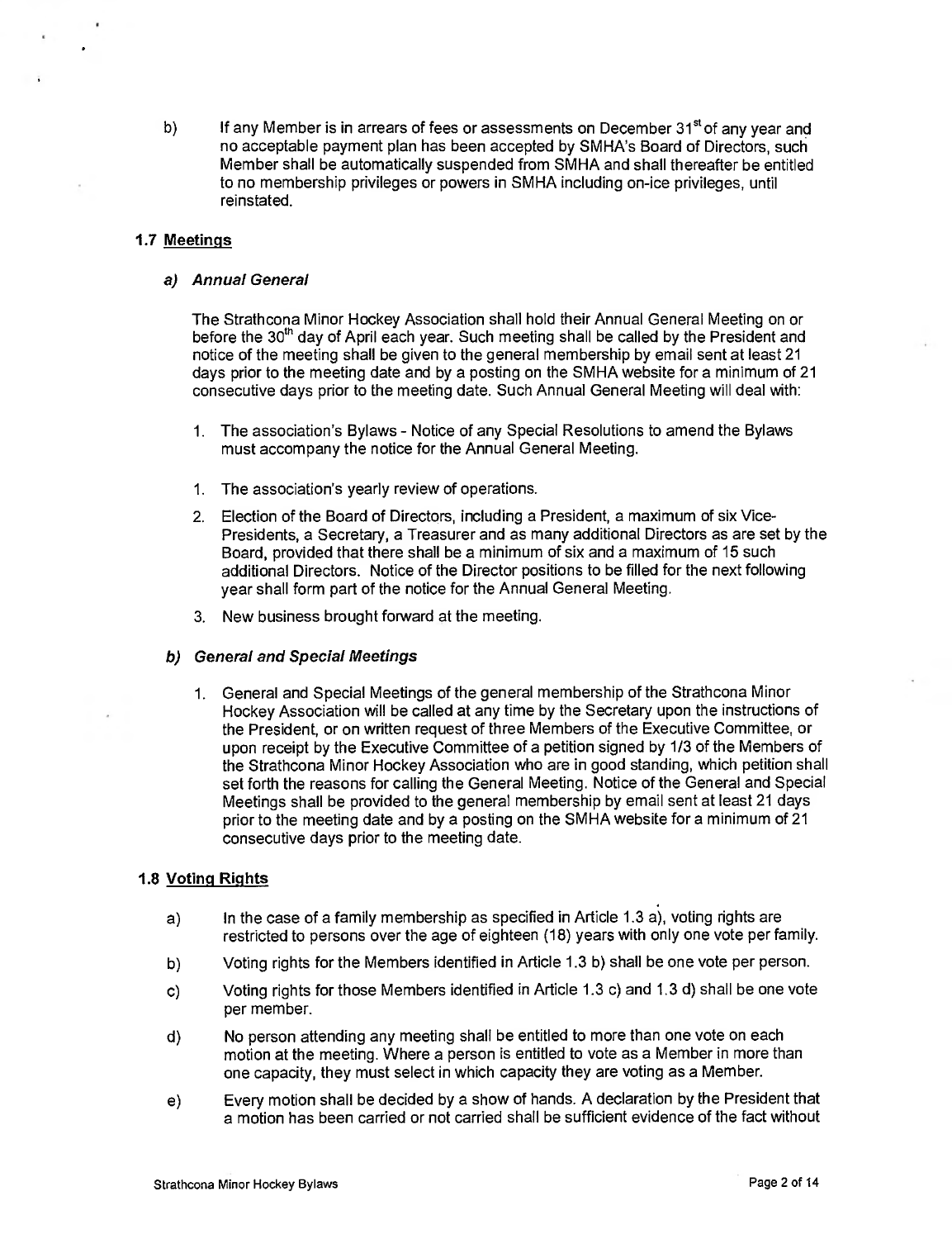b) If any Member is in arrears of fees or assessments on December 31st of any year and no acceptable payment plan has been accepted by SMHA's Board of Directors, such Member shall be automatically suspended from SMHA and shall thereafter be entitled to no membership privileges or powers in SMHA including on-ice privileges, until reinstated.

### 1.7 Meetings

#### *a) Annual General*

The Strathcona Minor Hockey Association shall hold their Annual General Meeting on or before the 30th day of April each year. Such meeting shall be called by the President and notice of the meeting shall be given to the general membership by email sent at least 21 days prior to the meeting date and by a posting on the SMHA website for a minimum of 21 consecutive days prior to the meeting date. Such Annual General Meeting will deal with:

1. The association's Bylaws - Notice of any Special Resolutions to amend the Bylaws must accompany the notice for the Annual General Meeting.

1. The association's yearly review of operations.

2. Election of the Board of Directors, including a President, a maximum of six Vice-Presidents, a Secretary, a Treasurer and as many additional Directors as are set by the Board, provided that there shall be a minimum of six and a maximum of 15 such additional Directors. Notice of the Director positions to be filled for the next following year shall form part of the notice for the Annual General Meeting.

3. New business brought forward at the meeting.

#### *b) General and Special Meetings*

1. General and Special Meetings of the general membership of the Strathcona Minor Hockey Association will be called at any time by the Secretary upon the instructions of the President, or on written request of three Members of the Executive Committee, or upon receipt by the Executive Committee of a petition signed by 1/3 of the Members of the Strathcona Minor Hockey Association who are in good standing, which petition shall set forth the reasons for calling the General Meeting. Notice of the General and Special Meetings shall be provided to the general membership by email sent at least 21 days prior to the meeting date and by a posting on the SMHA website for a minimum of 21 consecutive days prior to the meeting date.

### 1.8 Voting Rights

a) In the case of a family membership as specified in Article 1.3 a), voting rights are restricted to persons over the age of eighteen (18) years with only one vote per family.

b) Voting rights for the Members identified in Article 1.3 b) shall be one vote per person.

c) Voting rights for those Members identified in Article 1.3 c) and 1.3 d) shall be one vote per member.

d) No person attending any meeting shall be entitled to more than one vote on each motion at the meeting. Where a person is entitled to vote as a Member in more than one capacity, they must select in which capacity they are voting as a Member.

e) Every motion shall be decided by a show of hands. A declaration by the President that a motion has been carried or not carried shall be sufficient evidence of the fact without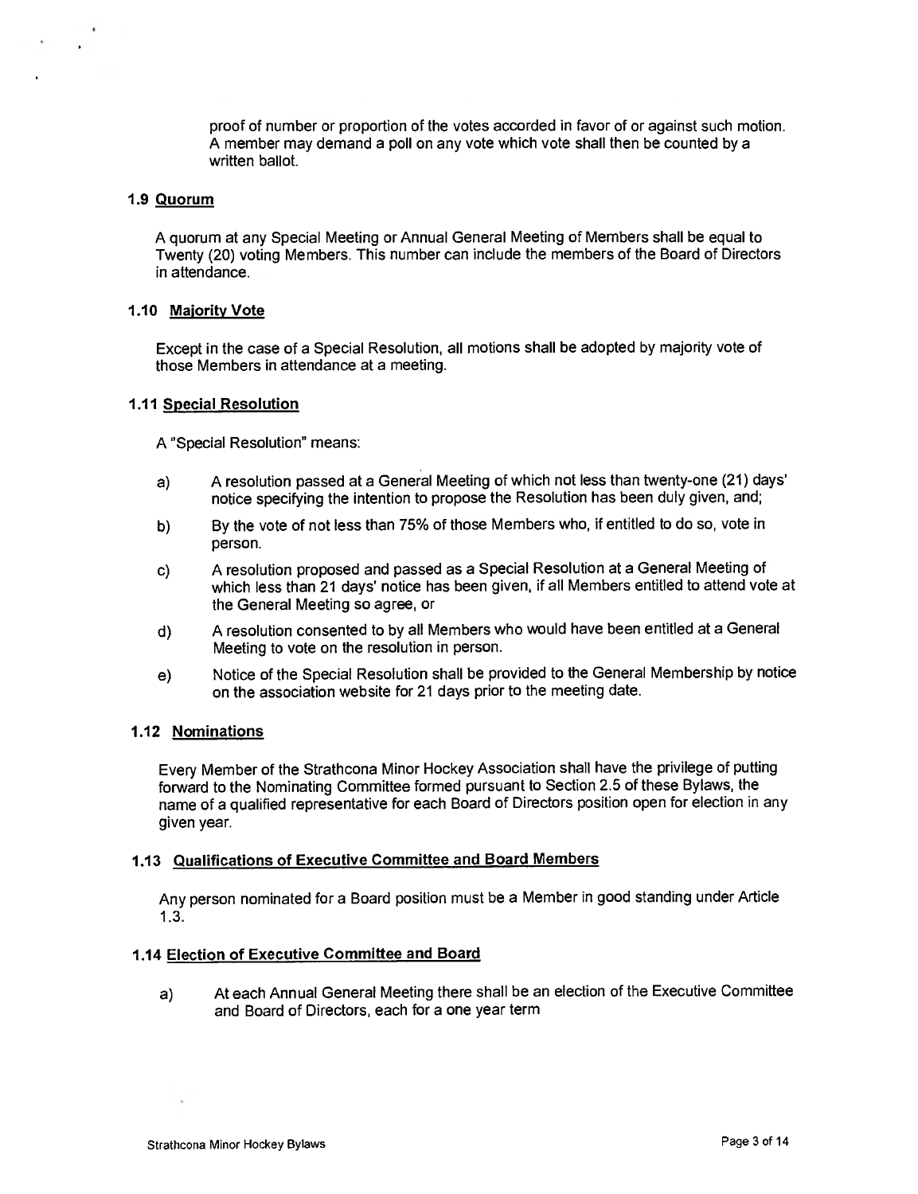proof of number or proportion of the votes accorded in favor of or against such motion. A member may demand a poll on any vote which vote shall then be counted by a written ballot.

### 1.9 Quorum

A quorum at any Special Meeting or Annual General Meeting of Members shall be equal to Twenty (20) voting Members. This number can include the members of the Board of Directors in attendance.

### 1.10 Majority Vote

Except in the case of a Special Resolution, all motions shall be adopted by majority vote of those Members in attendance at a meeting.

### 1.11 Special Resolution

A "Special Resolution" means:

a) A resolution passed at a General Meeting of which not less than twenty-one (21) days' notice specifying the intention to propose the Resolution has been duly given, and;

b) By the vote of not less than 75% of those Members who, if entitled to do so, vote in person.

c) A resolution proposed and passed as a Special Resolution at a General Meeting of which less than 21 days' notice has been given, if all Members entitled to attend vote at the General Meeting so agree, or

d) A resolution consented to by all Members who would have been entitled at a General Meeting to vote on the resolution in person.

e) Notice of the Special Resolution shall be provided to the General Membership by notice on the association website for 21 days prior to the meeting date.

### 1.12 Nominations

Every Member of the Strathcona Minor Hockey Association shall have the privilege of putting forward to the Nominating Committee formed pursuant to Section 2.5 of these Bylaws, the name of a qualified representative for each Board of Directors position open for election in any given year.

### 1.13 Qualifications of Executive Committee and Board Members

Any person nominated for a Board position must be a Member in good standing under Article 1.3.

### 1.14 Election of Executive Committee and Board

a) At each Annual General Meeting there shall be an election of the Executive Committee and Board of Directors, each for a one year term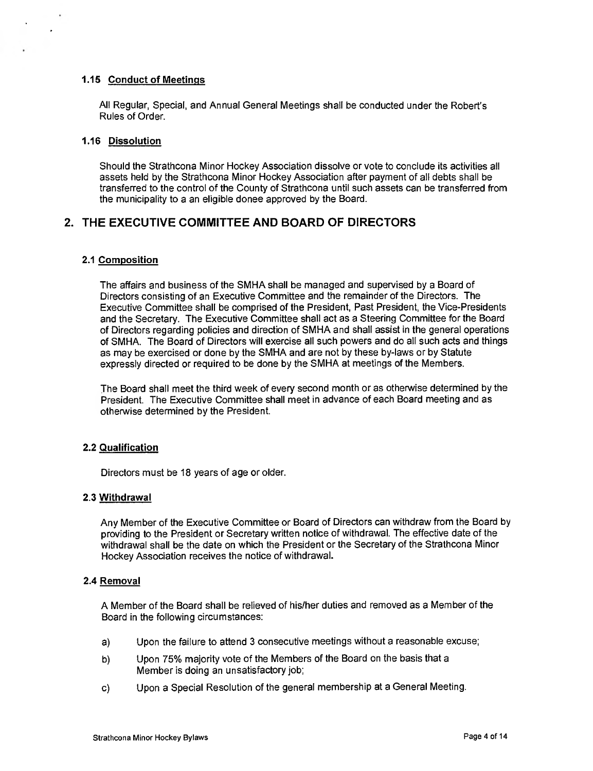### 1.15 Conduct of Meetings

All Regular, Special, and Annual General Meetings shall be conducted under the Robert's Rules of Order.

### 1.16 Dissolution

Should the Strathcona Minor Hockey Association dissolve or vote to conclude its activities all assets held by the Strathcona Minor Hockey Association after payment of all debts shall be transferred to the control of the County of Strathcona until such assets can be transferred from the municipality to a an eligible donee approved by the Board.

## 2. THE EXECUTIVE COMMITTEE AND BOARD OF DIRECTORS

### 2.1 Composition

The affairs and business of the SMHA shall be managed and supervised by a Board of Directors consisting of an Executive Committee and the remainder of the Directors. The Executive Committee shall be comprised of the President, Past President, the Vice-Presidents and the Secretary. The Executive Committee shall act as a Steering Committee for the Board of Directors regarding policies and direction of SMHA and shall assist in the general operations of SMHA. The Board of Directors will exercise all such powers and do all such acts and things as may be exercised or done by the SMHA and are not by these by-laws or by Statute expressly directed or required to be done by the SMHA at meetings of the Members.

The Board shall meet the third week of every second month or as otherwise determined by the President. The Executive Committee shall meet in advance of each Board meeting and as otherwise determined by the President.

### 2.2 Qualification

Directors must be 18 years of age or older.

### 2.3 Withdrawal

Any Member of the Executive Committee or Board of Directors can withdraw from the Board by providing to the President or Secretary written notice of withdrawal. The effective date of the withdrawal shall be the date on which the President or the Secretary of the Strathcona Minor Hockey Association receives the notice of withdrawal.

### 2.4 Removal

A Member of the Board shall be relieved of his/her duties and removed as a Member of the Board in the following circumstances:

a) Upon the failure to attend 3 consecutive meetings without a reasonable excuse;

b) Upon 75% majority vote of the Members of the Board on the basis that a Member is doing an unsatisfactory job;

c) Upon a Special Resolution of the general membership at a General Meeting.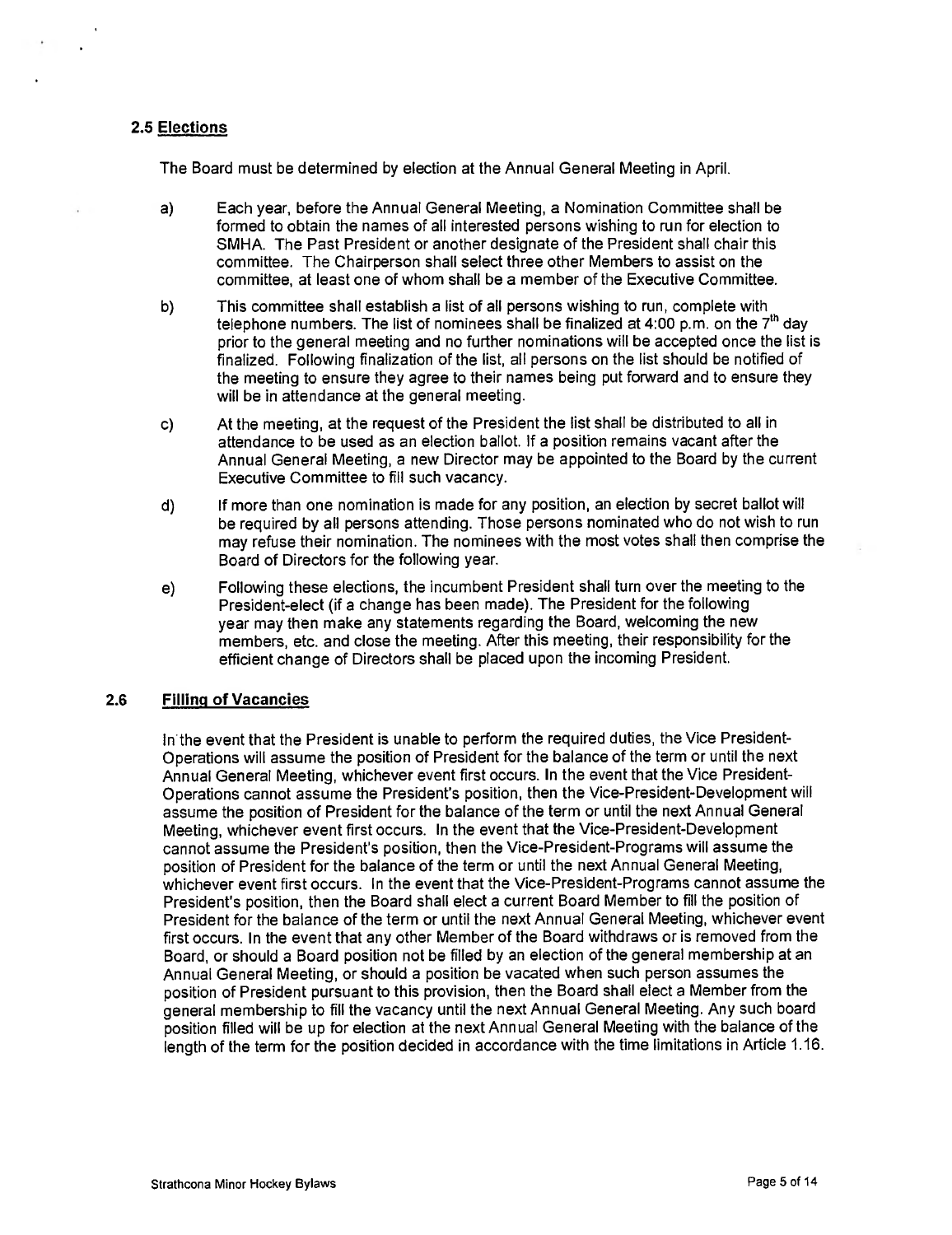## 2.5 Elections

The Board must be determined by election at the Annual General Meeting in April.

a) Each year, before the Annual General Meeting, a Nomination Committee shall be formed to obtain the names of all interested persons wishing to run for election to SMHA. The Past President or another designate of the President shall chair this committee. The Chairperson shall select three other Members to assist on the committee, at least one of whom shall be a member of the Executive Committee.

b) This committee shall establish a list of all persons wishing to run, complete with telephone numbers. The list of nominees shall be finalized at 4:00 p.m. on the 7th day prior to the general meeting and no further nominations will be accepted once the list is finalized. Following finalization of the list, all persons on the list should be notified of the meeting to ensure they agree to their names being put forward and to ensure they will be in attendance at the general meeting.

c) At the meeting, at the request of the President the list shall be distributed to all in attendance to be used as an election ballot. If a position remains vacant after the Annual General Meeting, a new Director may be appointed to the Board by the current Executive Committee to fill such vacancy.

d) If more than one nomination is made for any position, an election by secret ballot will be required by all persons attending. Those persons nominated who do not wish to run may refuse their nomination. The nominees with the most votes shall then comprise the Board of Directors for the following year.

e) Following these elections, the incumbent President shall turn over the meeting to the President-elect (if a change has been made). The President for the following year may then make any statements regarding the Board, welcoming the new members, etc. and close the meeting. After this meeting, their responsibility for the efficient change of Directors shall be placed upon the incoming President.

## 2.6 Filling of Vacancies

In the event that the President is unable to perform the required duties, the Vice President-Operations will assume the position of President for the balance of the term or until the next Annual General Meeting, whichever event first occurs. In the event that the Vice President-Operations cannot assume the President's position, then the Vice-President-Development will assume the position of President for the balance of the term or until the next Annual General Meeting, whichever event first occurs. In the event that the Vice-President-Development cannot assume the President's position, then the Vice-President-Programs will assume the position of President for the balance of the term or until the next Annual General Meeting, whichever event first occurs. In the event that the Vice-President-Programs cannot assume the President's position, then the Board shall elect a current Board Member to fill the position of President for the balance of the term or until the next Annual General Meeting, whichever event first occurs. In the event that any other Member of the Board withdraws or is removed from the Board, or should a Board position not be filled by an election of the general membership at an Annual General Meeting, or should a position be vacated when such person assumes the position of President pursuant to this provision, then the Board shall elect a Member from the general membership to fill the vacancy until the next Annual General Meeting. Any such board position filled will be up for election at the next Annual General Meeting with the balance of the length of the term for the position decided in accordance with the time limitations in Article 1.16.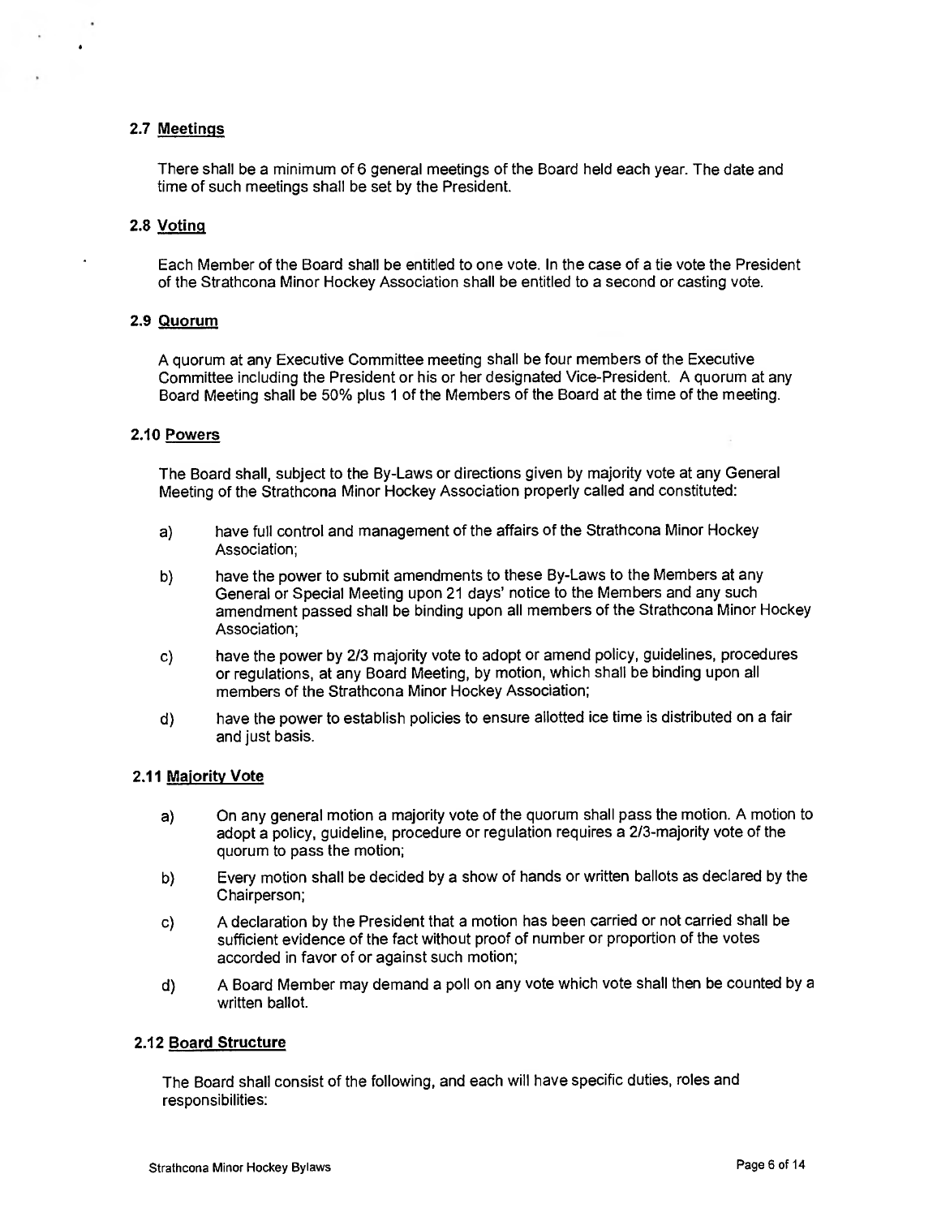### 2.7 Meetings

There shall be a minimum of 6 general meetings of the Board held each year. The date and time of such meetings shall be set by the President.

### 2.8 Voting

Each Member of the Board shall be entitled to one vote. In the case of a tie vote the President of the Strathcona Minor Hockey Association shall be entitled to a second or casting vote.

### 2.9 Quorum

A quorum at any Executive Committee meeting shall be four members of the Executive Committee including the President or his or her designated Vice-President. A quorum at any Board Meeting shall be 50% plus 1 of the Members of the Board at the time of the meeting.

### 2.10 Powers

The Board shall, subject to the By-Laws or directions given by majority vote at any General Meeting of the Strathcona Minor Hockey Association properly called and constituted:

a) have full control and management of the affairs of the Strathcona Minor Hockey Association;

b) have the power to submit amendments to these By-Laws to the Members at any General or Special Meeting upon 21 days' notice to the Members and any such amendment passed shall be binding upon all members of the Strathcona Minor Hockey Association;

c) have the power by 2/3 majority vote to adopt or amend policy, guidelines, procedures or regulations, at any Board Meeting, by motion, which shall be binding upon all members of the Strathcona Minor Hockey Association;

d) have the power to establish policies to ensure allotted ice time is distributed on a fair and just basis.

### 2.11 Majority Vote

a) On any general motion a majority vote of the quorum shall pass the motion. A motion to adopt a policy, guideline, procedure or regulation requires a 2/3-majority vote of the quorum to pass the motion;

b) Every motion shall be decided by a show of hands or written ballots as declared by the Chairperson;

c) A declaration by the President that a motion has been carried or not carried shall be sufficient evidence of the fact without proof of number or proportion of the votes accorded in favor of or against such motion;

d) A Board Member may demand a poll on any vote which vote shall then be counted by a written ballot.

### 2.12 Board Structure

The Board shall consist of the following, and each will have specific duties, roles and responsibilities: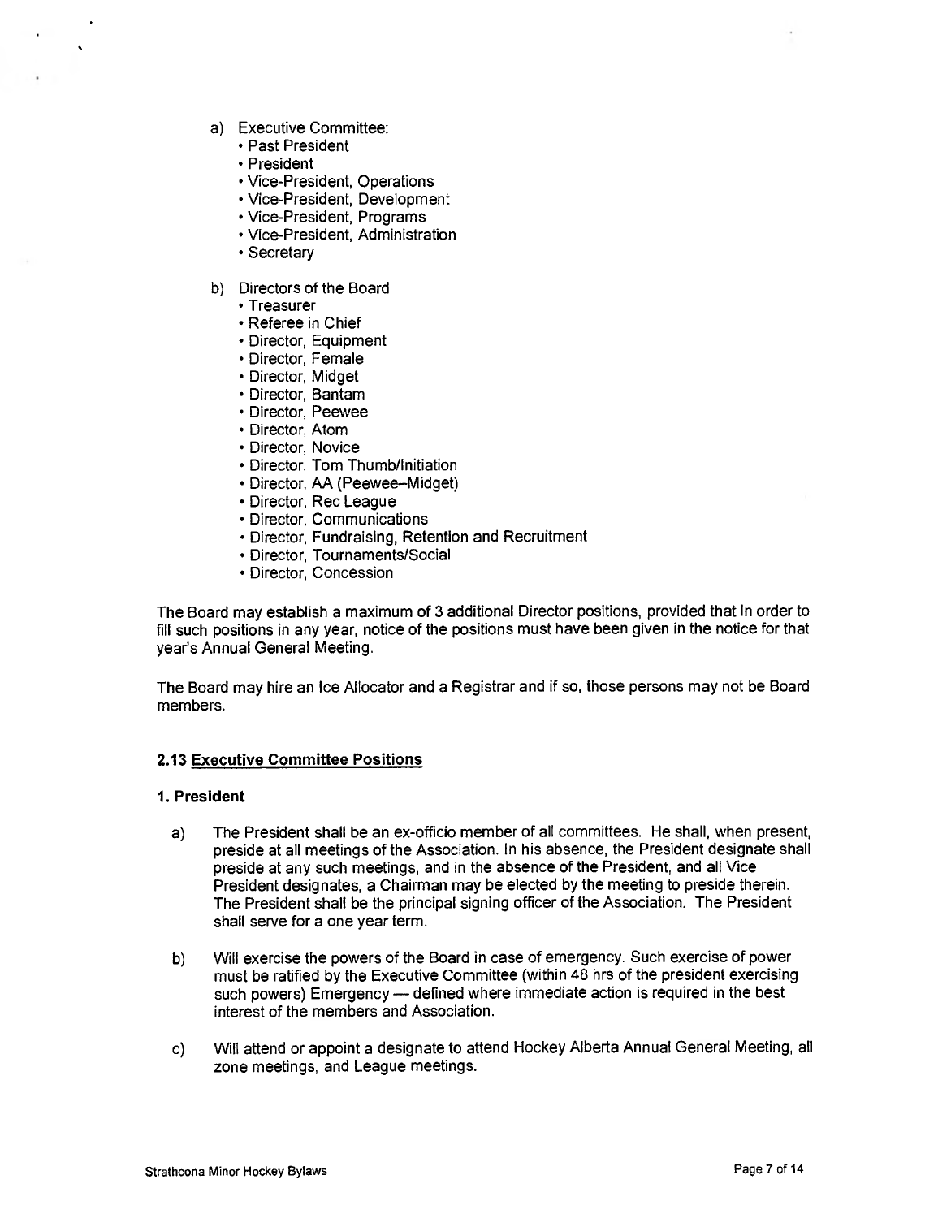a) Executive Committee:
   - Past President
   - President
   - Vice-President, Operations
   - Vice-President, Development
   - Vice-President, Programs
   - Vice-President, Administration
   - Secretary

b) Directors of the Board
   - Treasurer
   - Referee in Chief
   - Director, Equipment
   - Director, Female
   - Director, Midget
   - Director, Bantam
   - Director, Peewee
   - Director, Atom
   - Director, Novice
   - Director, Tom Thumb/Initiation
   - Director, AA (Peewee–Midget)
   - Director, Rec League
   - Director, Communications
   - Director, Fundraising, Retention and Recruitment
   - Director, Tournaments/Social
   - Director, Concession

The Board may establish a maximum of 3 additional Director positions, provided that in order to fill such positions in any year, notice of the positions must have been given in the notice for that year's Annual General Meeting.

The Board may hire an Ice Allocator and a Registrar and if so, those persons may not be Board members.

### 2.13 Executive Committee Positions

**1. President**

a) The President shall be an ex-officio member of all committees. He shall, when present, preside at all meetings of the Association. In his absence, the President designate shall preside at any such meetings, and in the absence of the President, and all Vice President designates, a Chairman may be elected by the meeting to preside therein. The President shall be the principal signing officer of the Association. The President shall serve for a one year term.

b) Will exercise the powers of the Board in case of emergency. Such exercise of power must be ratified by the Executive Committee (within 48 hrs of the president exercising such powers) Emergency — defined where immediate action is required in the best interest of the members and Association.

c) Will attend or appoint a designate to attend Hockey Alberta Annual General Meeting, all zone meetings, and League meetings.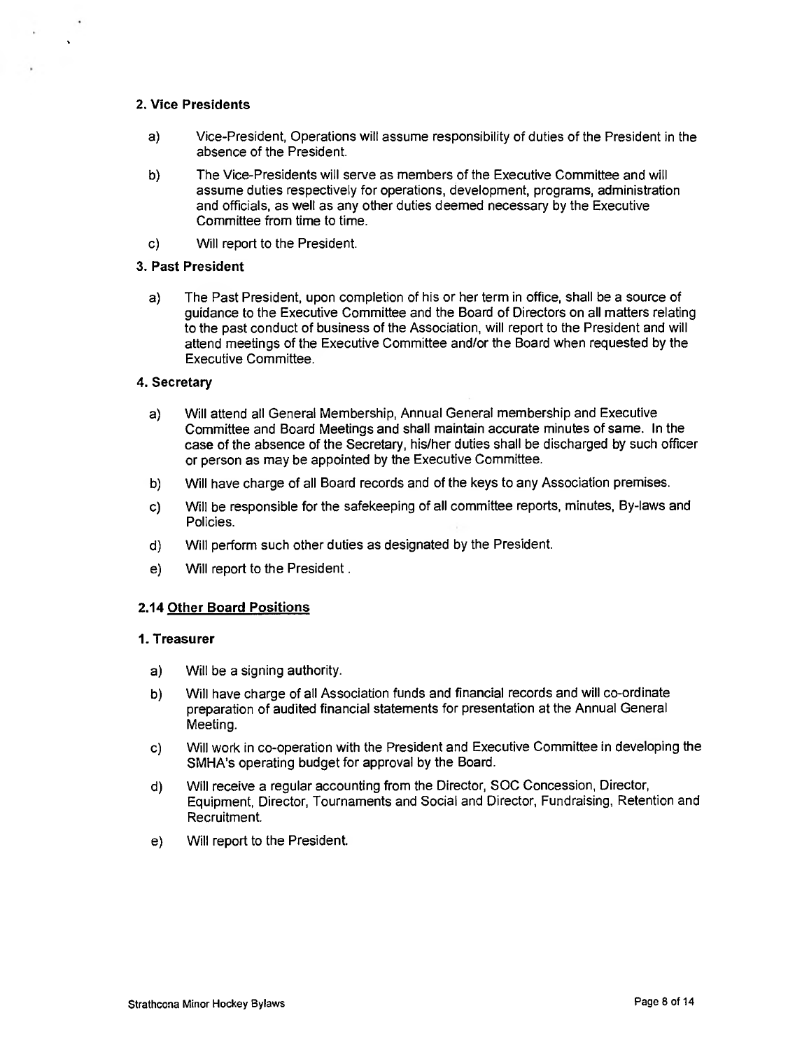**2. Vice Presidents**

a) Vice-President, Operations will assume responsibility of duties of the President in the absence of the President.

b) The Vice-Presidents will serve as members of the Executive Committee and will assume duties respectively for operations, development, programs, administration and officials, as well as any other duties deemed necessary by the Executive Committee from time to time.

c) Will report to the President.

**3. Past President**

a) The Past President, upon completion of his or her term in office, shall be a source of guidance to the Executive Committee and the Board of Directors on all matters relating to the past conduct of business of the Association, will report to the President and will attend meetings of the Executive Committee and/or the Board when requested by the Executive Committee.

**4. Secretary**

a) Will attend all General Membership, Annual General membership and Executive Committee and Board Meetings and shall maintain accurate minutes of same. In the case of the absence of the Secretary, his/her duties shall be discharged by such officer or person as may be appointed by the Executive Committee.

b) Will have charge of all Board records and of the keys to any Association premises.

c) Will be responsible for the safekeeping of all committee reports, minutes, By-laws and Policies.

d) Will perform such other duties as designated by the President.

e) Will report to the President .

### 2.14 Other Board Positions

**1. Treasurer**

a) Will be a signing authority.

b) Will have charge of all Association funds and financial records and will co-ordinate preparation of audited financial statements for presentation at the Annual General Meeting.

c) Will work in co-operation with the President and Executive Committee in developing the SMHA's operating budget for approval by the Board.

d) Will receive a regular accounting from the Director, SOC Concession, Director, Equipment, Director, Tournaments and Social and Director, Fundraising, Retention and Recruitment.

e) Will report to the President.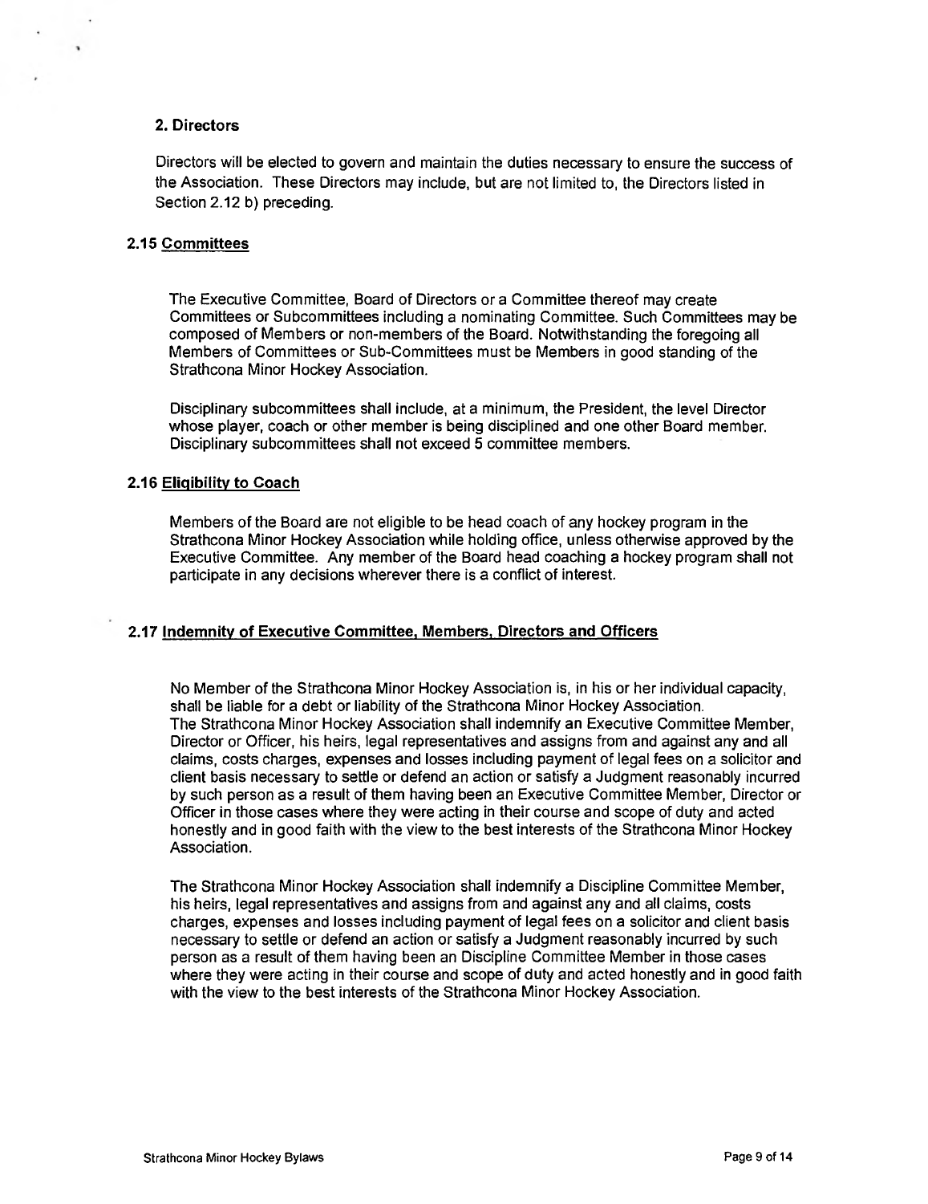**2. Directors**

Directors will be elected to govern and maintain the duties necessary to ensure the success of the Association. These Directors may include, but are not limited to, the Directors listed in Section 2.12 b) preceding.

## 2.15 Committees

The Executive Committee, Board of Directors or a Committee thereof may create Committees or Subcommittees including a nominating Committee. Such Committees may be composed of Members or non-members of the Board. Notwithstanding the foregoing all Members of Committees or Sub-Committees must be Members in good standing of the Strathcona Minor Hockey Association.

Disciplinary subcommittees shall include, at a minimum, the President, the level Director whose player, coach or other member is being disciplined and one other Board member. Disciplinary subcommittees shall not exceed 5 committee members.

## 2.16 Eligibility to Coach

Members of the Board are not eligible to be head coach of any hockey program in the Strathcona Minor Hockey Association while holding office, unless otherwise approved by the Executive Committee. Any member of the Board head coaching a hockey program shall not participate in any decisions wherever there is a conflict of interest.

## 2.17 Indemnity of Executive Committee, Members, Directors and Officers

No Member of the Strathcona Minor Hockey Association is, in his or her individual capacity, shall be liable for a debt or liability of the Strathcona Minor Hockey Association.
The Strathcona Minor Hockey Association shall indemnify an Executive Committee Member, Director or Officer, his heirs, legal representatives and assigns from and against any and all claims, costs charges, expenses and losses including payment of legal fees on a solicitor and client basis necessary to settle or defend an action or satisfy a Judgment reasonably incurred by such person as a result of them having been an Executive Committee Member, Director or Officer in those cases where they were acting in their course and scope of duty and acted honestly and in good faith with the view to the best interests of the Strathcona Minor Hockey Association.

The Strathcona Minor Hockey Association shall indemnify a Discipline Committee Member, his heirs, legal representatives and assigns from and against any and all claims, costs charges, expenses and losses including payment of legal fees on a solicitor and client basis necessary to settle or defend an action or satisfy a Judgment reasonably incurred by such person as a result of them having been an Discipline Committee Member in those cases where they were acting in their course and scope of duty and acted honestly and in good faith with the view to the best interests of the Strathcona Minor Hockey Association.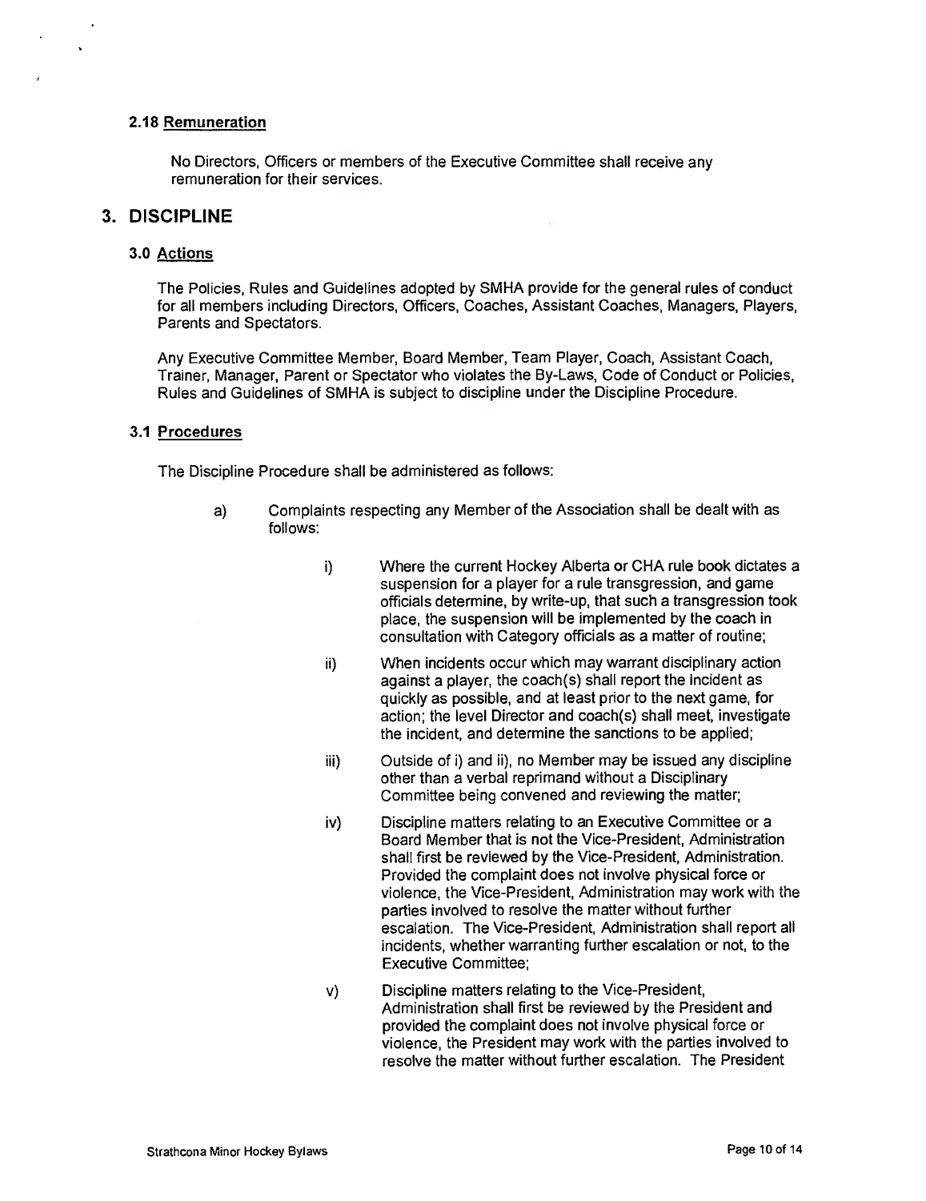### 2.18 Remuneration

No Directors, Officers or members of the Executive Committee shall receive any remuneration for their services.

## 3. DISCIPLINE

### 3.0 Actions

The Policies, Rules and Guidelines adopted by SMHA provide for the general rules of conduct for all members including Directors, Officers, Coaches, Assistant Coaches, Managers, Players, Parents and Spectators.

Any Executive Committee Member, Board Member, Team Player, Coach, Assistant Coach, Trainer, Manager, Parent or Spectator who violates the By-Laws, Code of Conduct or Policies, Rules and Guidelines of SMHA is subject to discipline under the Discipline Procedure.

### 3.1 Procedures

The Discipline Procedure shall be administered as follows:

a) Complaints respecting any Member of the Association shall be dealt with as follows:

   i) Where the current Hockey Alberta or CHA rule book dictates a suspension for a player for a rule transgression, and game officials determine, by write-up, that such a transgression took place, the suspension will be implemented by the coach in consultation with Category officials as a matter of routine;

   ii) When incidents occur which may warrant disciplinary action against a player, the coach(s) shall report the incident as quickly as possible, and at least prior to the next game, for action; the level Director and coach(s) shall meet, investigate the incident, and determine the sanctions to be applied;

   iii) Outside of i) and ii), no Member may be issued any discipline other than a verbal reprimand without a Disciplinary Committee being convened and reviewing the matter;

   iv) Discipline matters relating to an Executive Committee or a Board Member that is not the Vice-President, Administration shall first be reviewed by the Vice-President, Administration. Provided the complaint does not involve physical force or violence, the Vice-President, Administration may work with the parties involved to resolve the matter without further escalation. The Vice-President, Administration shall report all incidents, whether warranting further escalation or not, to the Executive Committee;

   v) Discipline matters relating to the Vice-President, Administration shall first be reviewed by the President and provided the complaint does not involve physical force or violence, the President may work with the parties involved to resolve the matter without further escalation. The President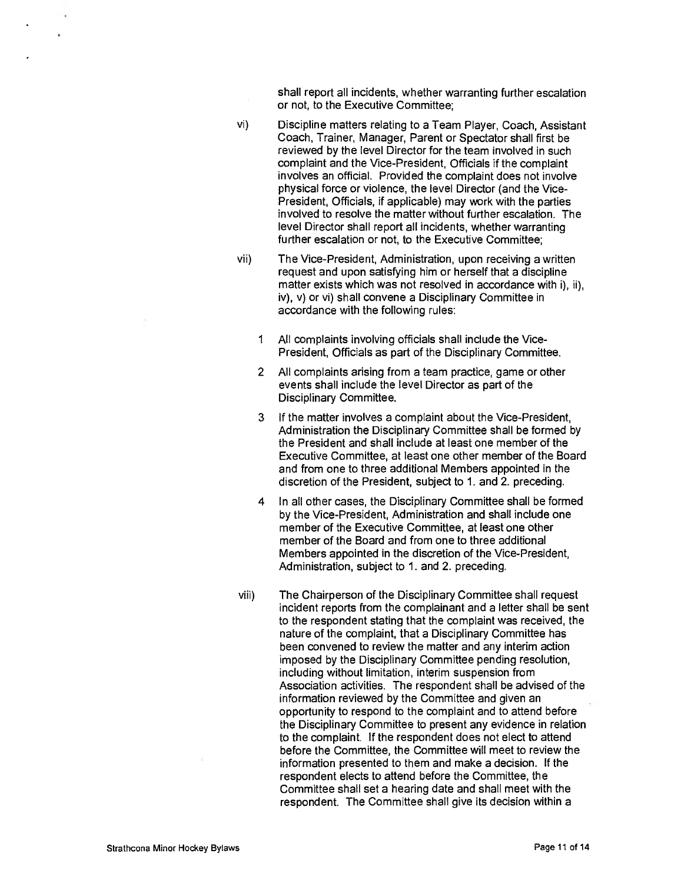shall report all incidents, whether warranting further escalation or not, to the Executive Committee;

vi) Discipline matters relating to a Team Player, Coach, Assistant Coach, Trainer, Manager, Parent or Spectator shall first be reviewed by the level Director for the team involved in such complaint and the Vice-President, Officials if the complaint involves an official. Provided the complaint does not involve physical force or violence, the level Director (and the Vice-President, Officials, if applicable) may work with the parties involved to resolve the matter without further escalation. The level Director shall report all incidents, whether warranting further escalation or not, to the Executive Committee;

vii) The Vice-President, Administration, upon receiving a written request and upon satisfying him or herself that a discipline matter exists which was not resolved in accordance with i), ii), iv), v) or vi) shall convene a Disciplinary Committee in accordance with the following rules:

1. All complaints involving officials shall include the Vice-President, Officials as part of the Disciplinary Committee.
2. All complaints arising from a team practice, game or other events shall include the level Director as part of the Disciplinary Committee.
3. If the matter involves a complaint about the Vice-President, Administration the Disciplinary Committee shall be formed by the President and shall include at least one member of the Executive Committee, at least one other member of the Board and from one to three additional Members appointed in the discretion of the President, subject to 1. and 2. preceding.
4. In all other cases, the Disciplinary Committee shall be formed by the Vice-President, Administration and shall include one member of the Executive Committee, at least one other member of the Board and from one to three additional Members appointed in the discretion of the Vice-President, Administration, subject to 1. and 2. preceding.

viii) The Chairperson of the Disciplinary Committee shall request incident reports from the complainant and a letter shall be sent to the respondent stating that the complaint was received, the nature of the complaint, that a Disciplinary Committee has been convened to review the matter and any interim action imposed by the Disciplinary Committee pending resolution, including without limitation, interim suspension from Association activities. The respondent shall be advised of the information reviewed by the Committee and given an opportunity to respond to the complaint and to attend before the Disciplinary Committee to present any evidence in relation to the complaint. If the respondent does not elect to attend before the Committee, the Committee will meet to review the information presented to them and make a decision. If the respondent elects to attend before the Committee, the Committee shall set a hearing date and shall meet with the respondent. The Committee shall give its decision within a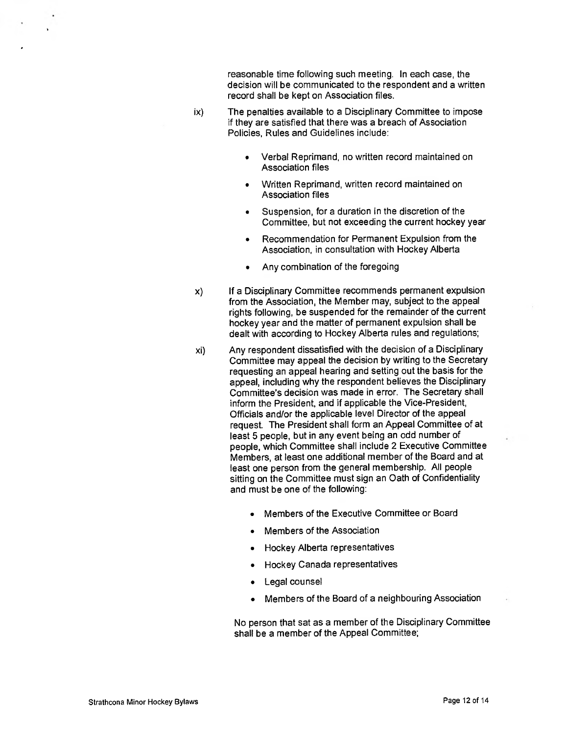reasonable time following such meeting. In each case, the decision will be communicated to the respondent and a written record shall be kept on Association files.

ix) The penalties available to a Disciplinary Committee to impose if they are satisfied that there was a breach of Association Policies, Rules and Guidelines include:

- Verbal Reprimand, no written record maintained on Association files
- Written Reprimand, written record maintained on Association files
- Suspension, for a duration in the discretion of the Committee, but not exceeding the current hockey year
- Recommendation for Permanent Expulsion from the Association, in consultation with Hockey Alberta
- Any combination of the foregoing

x) If a Disciplinary Committee recommends permanent expulsion from the Association, the Member may, subject to the appeal rights following, be suspended for the remainder of the current hockey year and the matter of permanent expulsion shall be dealt with according to Hockey Alberta rules and regulations;

xi) Any respondent dissatisfied with the decision of a Disciplinary Committee may appeal the decision by writing to the Secretary requesting an appeal hearing and setting out the basis for the appeal, including why the respondent believes the Disciplinary Committee's decision was made in error. The Secretary shall inform the President, and if applicable the Vice-President, Officials and/or the applicable level Director of the appeal request. The President shall form an Appeal Committee of at least 5 people, but in any event being an odd number of people, which Committee shall include 2 Executive Committee Members, at least one additional member of the Board and at least one person from the general membership. All people sitting on the Committee must sign an Oath of Confidentiality and must be one of the following:

- Members of the Executive Committee or Board
- Members of the Association
- Hockey Alberta representatives
- Hockey Canada representatives
- Legal counsel
- Members of the Board of a neighbouring Association

No person that sat as a member of the Disciplinary Committee shall be a member of the Appeal Committee;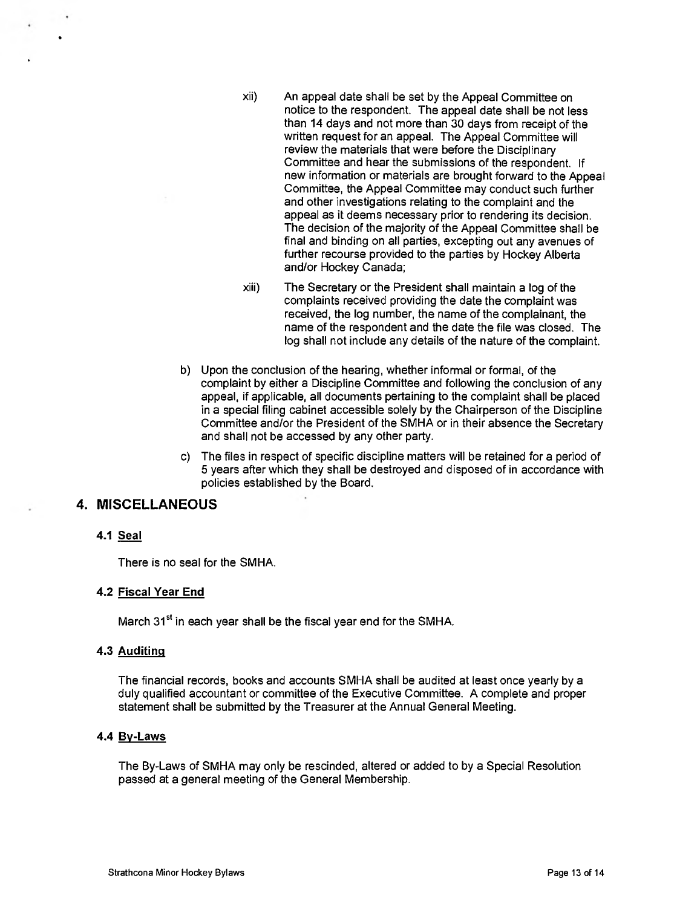xii) An appeal date shall be set by the Appeal Committee on notice to the respondent. The appeal date shall be not less than 14 days and not more than 30 days from receipt of the written request for an appeal. The Appeal Committee will review the materials that were before the Disciplinary Committee and hear the submissions of the respondent. If new information or materials are brought forward to the Appeal Committee, the Appeal Committee may conduct such further and other investigations relating to the complaint and the appeal as it deems necessary prior to rendering its decision. The decision of the majority of the Appeal Committee shall be final and binding on all parties, excepting out any avenues of further recourse provided to the parties by Hockey Alberta and/or Hockey Canada;

xiii) The Secretary or the President shall maintain a log of the complaints received providing the date the complaint was received, the log number, the name of the complainant, the name of the respondent and the date the file was closed. The log shall not include any details of the nature of the complaint.

b) Upon the conclusion of the hearing, whether informal or formal, of the complaint by either a Discipline Committee and following the conclusion of any appeal, if applicable, all documents pertaining to the complaint shall be placed in a special filing cabinet accessible solely by the Chairperson of the Discipline Committee and/or the President of the SMHA or in their absence the Secretary and shall not be accessed by any other party.

c) The files in respect of specific discipline matters will be retained for a period of 5 years after which they shall be destroyed and disposed of in accordance with policies established by the Board.

## 4. MISCELLANEOUS

### 4.1 Seal

There is no seal for the SMHA.

### 4.2 Fiscal Year End

March 31st in each year shall be the fiscal year end for the SMHA.

### 4.3 Auditing

The financial records, books and accounts SMHA shall be audited at least once yearly by a duly qualified accountant or committee of the Executive Committee. A complete and proper statement shall be submitted by the Treasurer at the Annual General Meeting.

### 4.4 By-Laws

The By-Laws of SMHA may only be rescinded, altered or added to by a Special Resolution passed at a general meeting of the General Membership.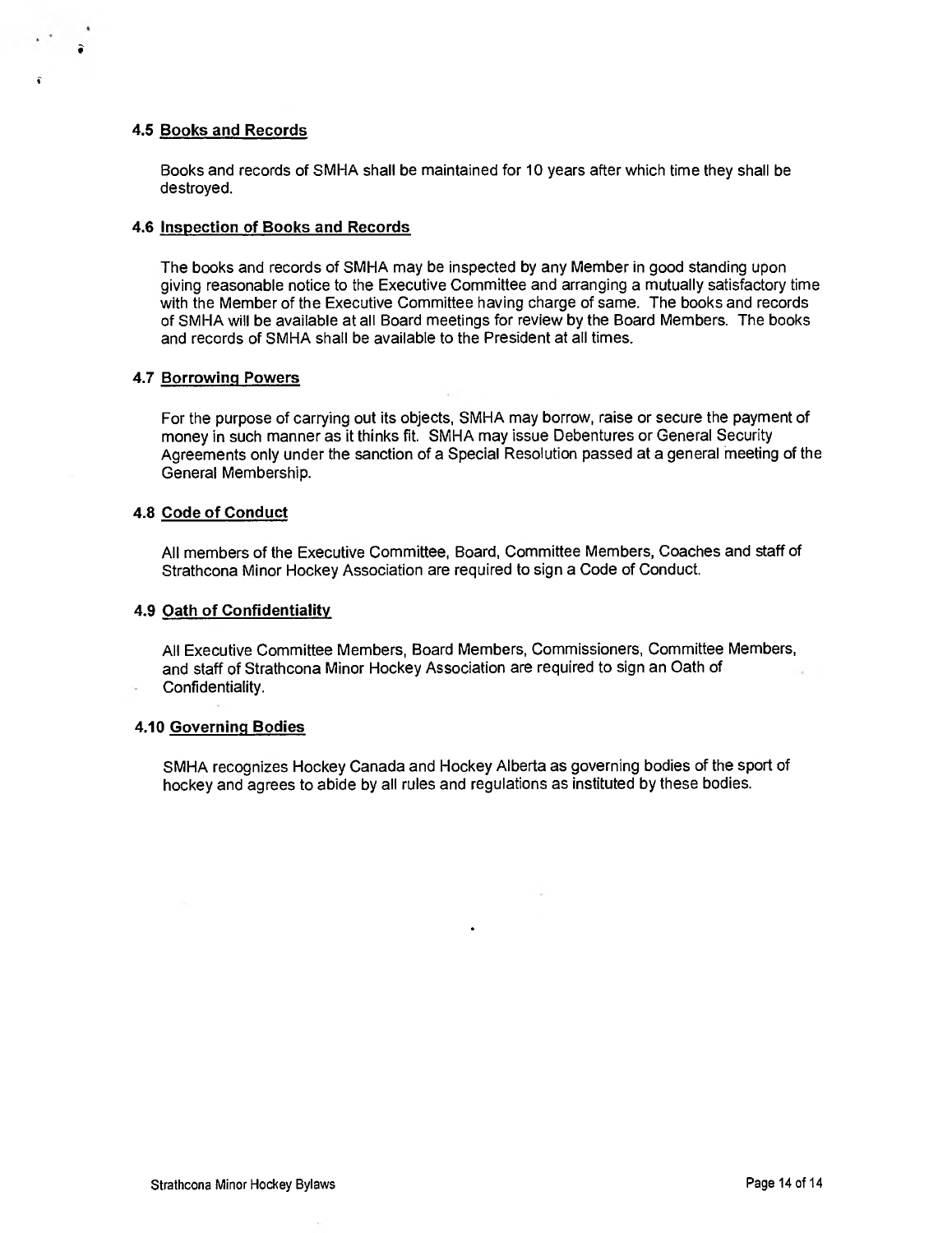### 4.5 Books and Records

Books and records of SMHA shall be maintained for 10 years after which time they shall be destroyed.

### 4.6 Inspection of Books and Records

The books and records of SMHA may be inspected by any Member in good standing upon giving reasonable notice to the Executive Committee and arranging a mutually satisfactory time with the Member of the Executive Committee having charge of same. The books and records of SMHA will be available at all Board meetings for review by the Board Members. The books and records of SMHA shall be available to the President at all times.

### 4.7 Borrowing Powers

For the purpose of carrying out its objects, SMHA may borrow, raise or secure the payment of money in such manner as it thinks fit. SMHA may issue Debentures or General Security Agreements only under the sanction of a Special Resolution passed at a general meeting of the General Membership.

### 4.8 Code of Conduct

All members of the Executive Committee, Board, Committee Members, Coaches and staff of Strathcona Minor Hockey Association are required to sign a Code of Conduct.

### 4.9 Oath of Confidentiality

All Executive Committee Members, Board Members, Commissioners, Committee Members, and staff of Strathcona Minor Hockey Association are required to sign an Oath of Confidentiality.

### 4.10 Governing Bodies

SMHA recognizes Hockey Canada and Hockey Alberta as governing bodies of the sport of hockey and agrees to abide by all rules and regulations as instituted by these bodies.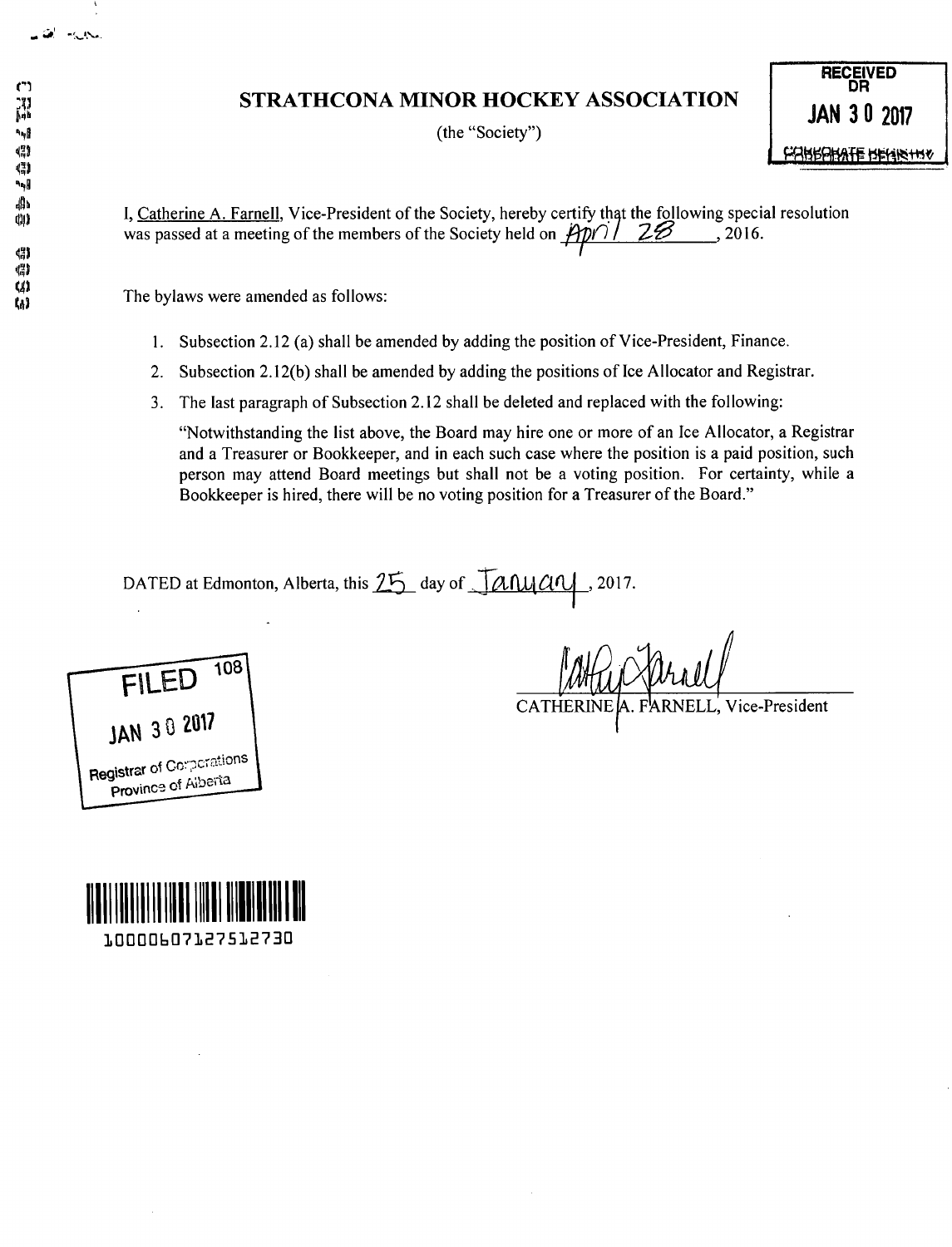# STRATHCONA MINOR HOCKEY ASSOCIATION

(the "Society")

RECEIVED
DR
JAN 30 2017
CORPORATE REGISTRY

I, Catherine A. Farnell, Vice-President of the Society, hereby certify that the following special resolution was passed at a meeting of the members of the Society held on April 28, 2016.

The bylaws were amended as follows:

1. Subsection 2.12 (a) shall be amended by adding the position of Vice-President, Finance.
2. Subsection 2.12(b) shall be amended by adding the positions of Ice Allocator and Registrar.
3. The last paragraph of Subsection 2.12 shall be deleted and replaced with the following:

   "Notwithstanding the list above, the Board may hire one or more of an Ice Allocator, a Registrar and a Treasurer or Bookkeeper, and in each such case where the position is a paid position, such person may attend Board meetings but shall not be a voting position. For certainty, while a Bookkeeper is hired, there will be no voting position for a Treasurer of the Board."

DATED at Edmonton, Alberta, this 25 day of January, 2017.

FILED 108
JAN 30 2017
Registrar of Corporations
Province of Alberta

CATHERINE A. FARNELL, Vice-President

1000060712751273​0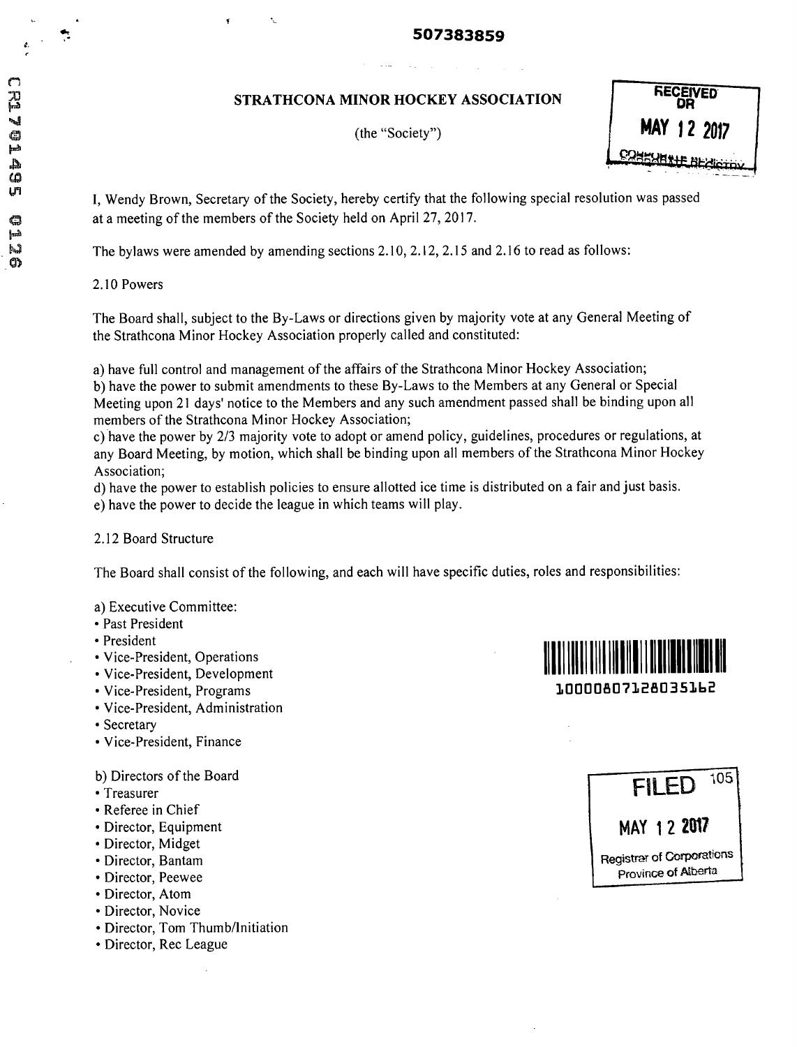507383859

# STRATHCONA MINOR HOCKEY ASSOCIATION

(the "Society")

RECEIVED OR
MAY 12 2017
CORPORATE REGISTRY

I, Wendy Brown, Secretary of the Society, hereby certify that the following special resolution was passed at a meeting of the members of the Society held on April 27, 2017.

The bylaws were amended by amending sections 2.10, 2.12, 2.15 and 2.16 to read as follows:

2.10 Powers

The Board shall, subject to the By-Laws or directions given by majority vote at any General Meeting of the Strathcona Minor Hockey Association properly called and constituted:

a) have full control and management of the affairs of the Strathcona Minor Hockey Association;
b) have the power to submit amendments to these By-Laws to the Members at any General or Special Meeting upon 21 days' notice to the Members and any such amendment passed shall be binding upon all members of the Strathcona Minor Hockey Association;
c) have the power by 2/3 majority vote to adopt or amend policy, guidelines, procedures or regulations, at any Board Meeting, by motion, which shall be binding upon all members of the Strathcona Minor Hockey Association;
d) have the power to establish policies to ensure allotted ice time is distributed on a fair and just basis.
e) have the power to decide the league in which teams will play.

2.12 Board Structure

The Board shall consist of the following, and each will have specific duties, roles and responsibilities:

a) Executive Committee:
- Past President
- President
- Vice-President, Operations
- Vice-President, Development
- Vice-President, Programs
- Vice-President, Administration
- Secretary
- Vice-President, Finance

b) Directors of the Board
- Treasurer
- Referee in Chief
- Director, Equipment
- Director, Midget
- Director, Bantam
- Director, Peewee
- Director, Atom
- Director, Novice
- Director, Tom Thumb/Initiation
- Director, Rec League

1000080712803516 2

FILED 105
MAY 12 2017
Registrar of Corporations
Province of Alberta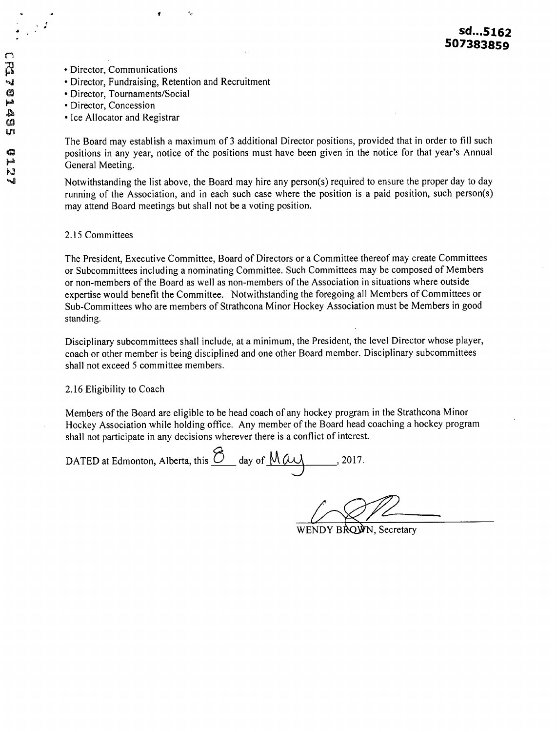- Director, Communications
- Director, Fundraising, Retention and Recruitment
- Director, Tournaments/Social
- Director, Concession
- Ice Allocator and Registrar

The Board may establish a maximum of 3 additional Director positions, provided that in order to fill such positions in any year, notice of the positions must have been given in the notice for that year's Annual General Meeting.

Notwithstanding the list above, the Board may hire any person(s) required to ensure the proper day to day running of the Association, and in each such case where the position is a paid position, such person(s) may attend Board meetings but shall not be a voting position.

2.15 Committees

The President, Executive Committee, Board of Directors or a Committee thereof may create Committees or Subcommittees including a nominating Committee. Such Committees may be composed of Members or non-members of the Board as well as non-members of the Association in situations where outside expertise would benefit the Committee. Notwithstanding the foregoing all Members of Committees or Sub-Committees who are members of Strathcona Minor Hockey Association must be Members in good standing.

Disciplinary subcommittees shall include, at a minimum, the President, the level Director whose player, coach or other member is being disciplined and one other Board member. Disciplinary subcommittees shall not exceed 5 committee members.

2.16 Eligibility to Coach

Members of the Board are eligible to be head coach of any hockey program in the Strathcona Minor Hockey Association while holding office. Any member of the Board head coaching a hockey program shall not participate in any decisions wherever there is a conflict of interest.

DATED at Edmonton, Alberta, this 8 day of May, 2017.

WENDY BROWN, Secretary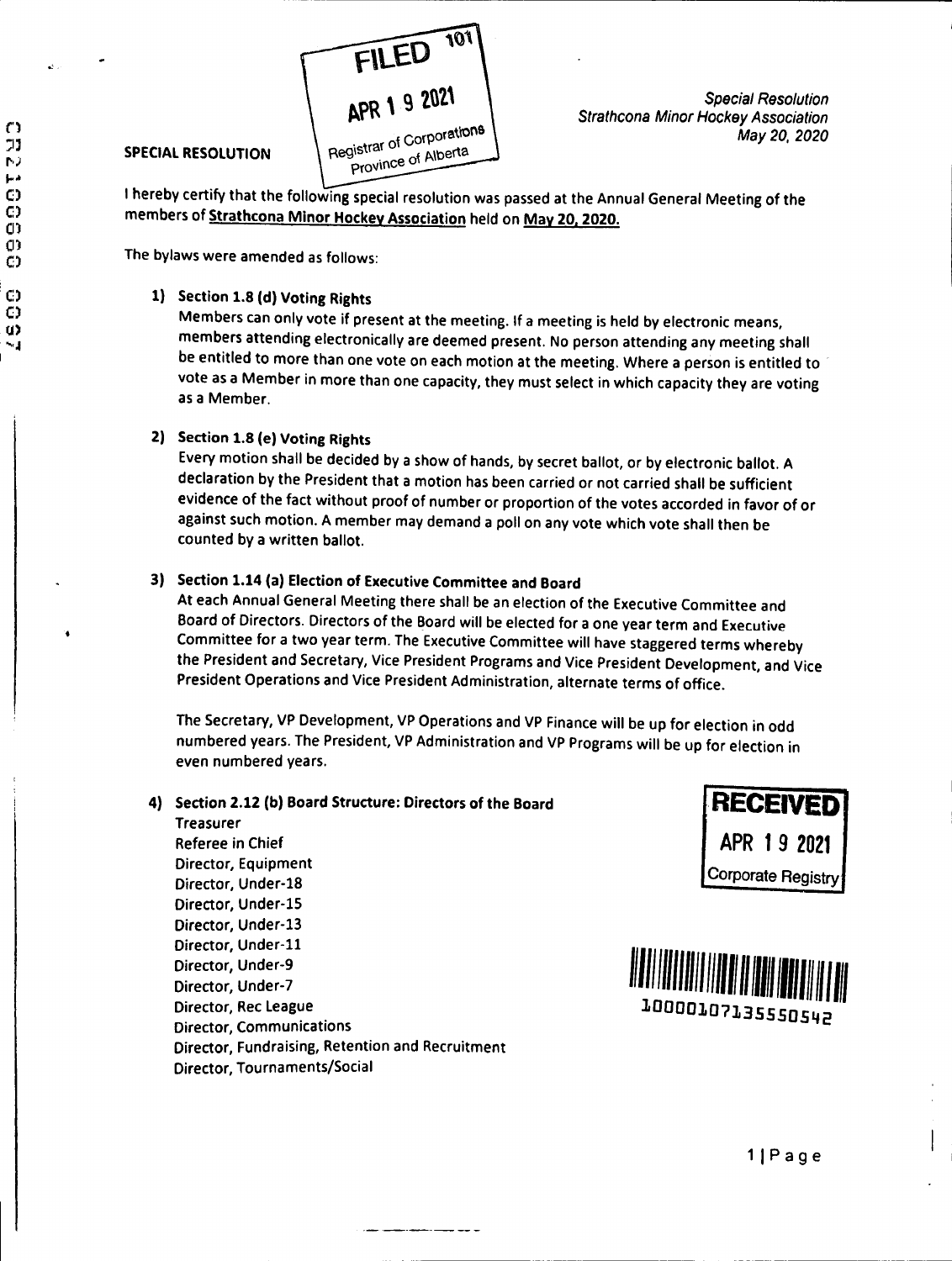FILED 101
APR 19 2021
Registrar of Corporations
Province of Alberta

*Special Resolution*
*Strathcona Minor Hockey Association*
*May 20, 2020*

**SPECIAL RESOLUTION**

I hereby certify that the following special resolution was passed at the Annual General Meeting of the members of **Strathcona Minor Hockey Association** held on **May 20, 2020.**

The bylaws were amended as follows:

1) **Section 1.8 (d) Voting Rights**
   Members can only vote if present at the meeting. If a meeting is held by electronic means, members attending electronically are deemed present. No person attending any meeting shall be entitled to more than one vote on each motion at the meeting. Where a person is entitled to vote as a Member in more than one capacity, they must select in which capacity they are voting as a Member.

2) **Section 1.8 (e) Voting Rights**
   Every motion shall be decided by a show of hands, by secret ballot, or by electronic ballot. A declaration by the President that a motion has been carried or not carried shall be sufficient evidence of the fact without proof of number or proportion of the votes accorded in favor of or against such motion. A member may demand a poll on any vote which vote shall then be counted by a written ballot.

3) **Section 1.14 (a) Election of Executive Committee and Board**
   At each Annual General Meeting there shall be an election of the Executive Committee and Board of Directors. Directors of the Board will be elected for a one year term and Executive Committee for a two year term. The Executive Committee will have staggered terms whereby the President and Secretary, Vice President Programs and Vice President Development, and Vice President Operations and Vice President Administration, alternate terms of office.

   The Secretary, VP Development, VP Operations and VP Finance will be up for election in odd numbered years. The President, VP Administration and VP Programs will be up for election in even numbered years.

4) **Section 2.12 (b) Board Structure: Directors of the Board**
   **Treasurer**
   **Referee in Chief**
   **Director, Equipment**
   **Director, Under-18**
   **Director, Under-15**
   **Director, Under-13**
   **Director, Under-11**
   **Director, Under-9**
   **Director, Under-7**
   **Director, Rec League**
   **Director, Communications**
   **Director, Fundraising, Retention and Recruitment**
   **Director, Tournaments/Social**

**RECEIVED**
APR 19 2021
Corporate Registry

10000107135550542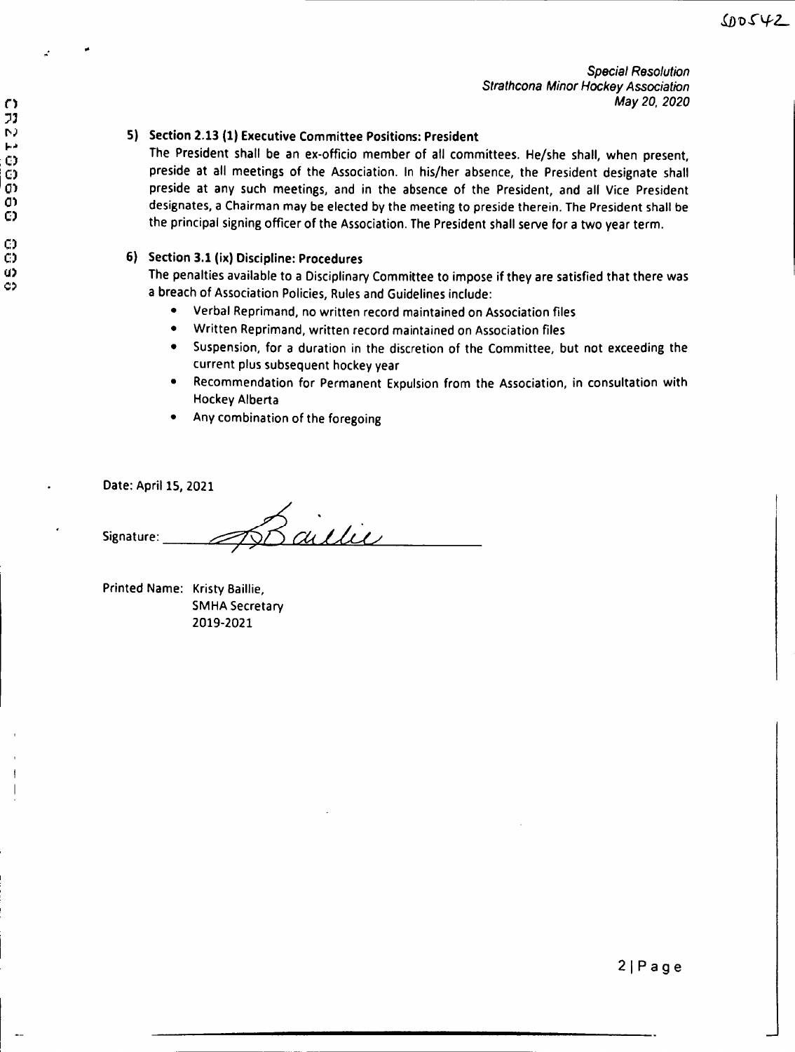*Special Resolution*
*Strathcona Minor Hockey Association*
*May 20, 2020*

**5) Section 2.13 (1) Executive Committee Positions: President**

The President shall be an ex-officio member of all committees. He/she shall, when present, preside at all meetings of the Association. In his/her absence, the President designate shall preside at any such meetings, and in the absence of the President, and all Vice President designates, a Chairman may be elected by the meeting to preside therein. The President shall be the principal signing officer of the Association. The President shall serve for a two year term.

**6) Section 3.1 (ix) Discipline: Procedures**

The penalties available to a Disciplinary Committee to impose if they are satisfied that there was a breach of Association Policies, Rules and Guidelines include:

- Verbal Reprimand, no written record maintained on Association files
- Written Reprimand, written record maintained on Association files
- Suspension, for a duration in the discretion of the Committee, but not exceeding the current plus subsequent hockey year
- Recommendation for Permanent Expulsion from the Association, in consultation with Hockey Alberta
- Any combination of the foregoing

Date: April 15, 2021

Signature: KBaillie

Printed Name: Kristy Baillie,
SMHA Secretary
2019-2021